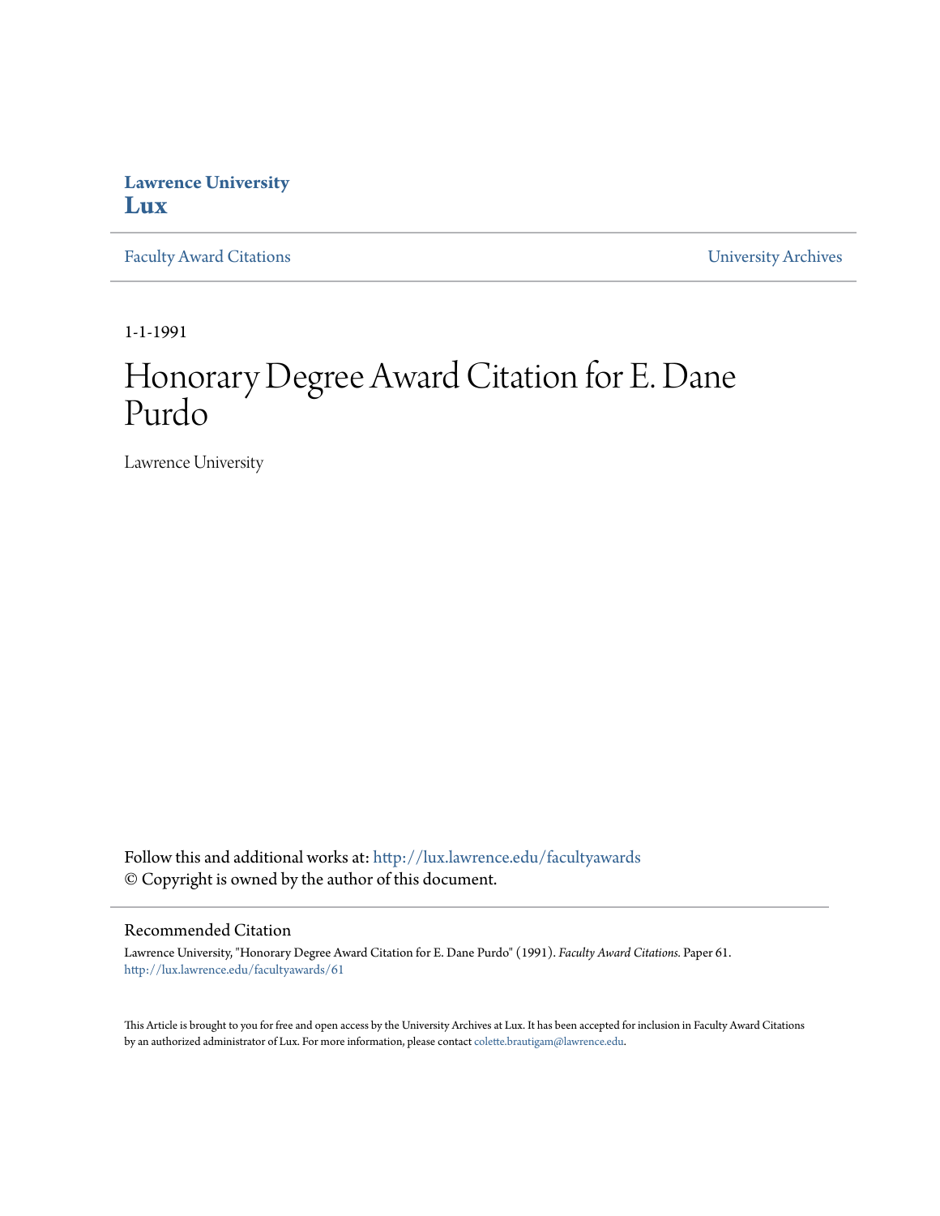**Lawrence University**
**Lux**

Faculty Award Citations | University Archives

1-1-1991

# Honorary Degree Award Citation for E. Dane Purdo

Lawrence University

Follow this and additional works at: http://lux.lawrence.edu/facultyawards
© Copyright is owned by the author of this document.

## Recommended Citation

Lawrence University, "Honorary Degree Award Citation for E. Dane Purdo" (1991). *Faculty Award Citations.* Paper 61.
http://lux.lawrence.edu/facultyawards/61

This Article is brought to you for free and open access by the University Archives at Lux. It has been accepted for inclusion in Faculty Award Citations by an authorized administrator of Lux. For more information, please contact colette.brautigam@lawrence.edu.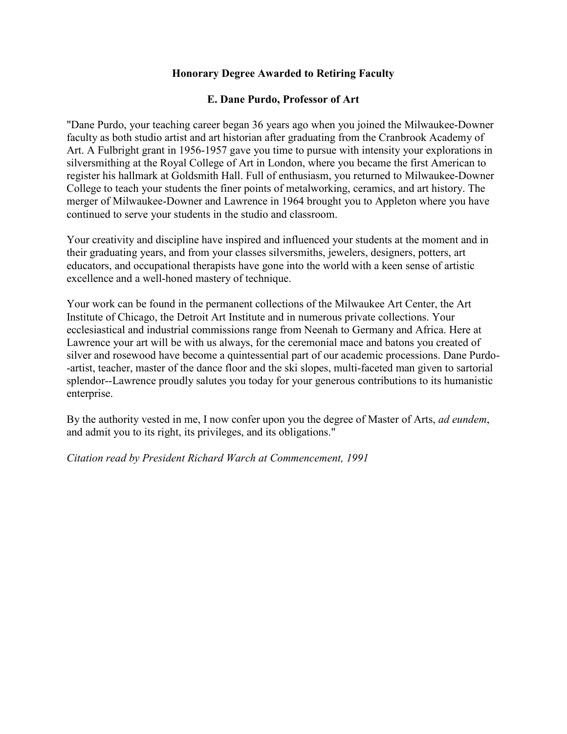**Honorary Degree Awarded to Retiring Faculty**

**E. Dane Purdo, Professor of Art**

"Dane Purdo, your teaching career began 36 years ago when you joined the Milwaukee-Downer faculty as both studio artist and art historian after graduating from the Cranbrook Academy of Art. A Fulbright grant in 1956-1957 gave you time to pursue with intensity your explorations in silversmithing at the Royal College of Art in London, where you became the first American to register his hallmark at Goldsmith Hall. Full of enthusiasm, you returned to Milwaukee-Downer College to teach your students the finer points of metalworking, ceramics, and art history. The merger of Milwaukee-Downer and Lawrence in 1964 brought you to Appleton where you have continued to serve your students in the studio and classroom.

Your creativity and discipline have inspired and influenced your students at the moment and in their graduating years, and from your classes silversmiths, jewelers, designers, potters, art educators, and occupational therapists have gone into the world with a keen sense of artistic excellence and a well-honed mastery of technique.

Your work can be found in the permanent collections of the Milwaukee Art Center, the Art Institute of Chicago, the Detroit Art Institute and in numerous private collections. Your ecclesiastical and industrial commissions range from Neenah to Germany and Africa. Here at Lawrence your art will be with us always, for the ceremonial mace and batons you created of silver and rosewood have become a quintessential part of our academic processions. Dane Purdo--artist, teacher, master of the dance floor and the ski slopes, multi-faceted man given to sartorial splendor--Lawrence proudly salutes you today for your generous contributions to its humanistic enterprise.

By the authority vested in me, I now confer upon you the degree of Master of Arts, *ad eundem*, and admit you to its right, its privileges, and its obligations."

*Citation read by President Richard Warch at Commencement, 1991*